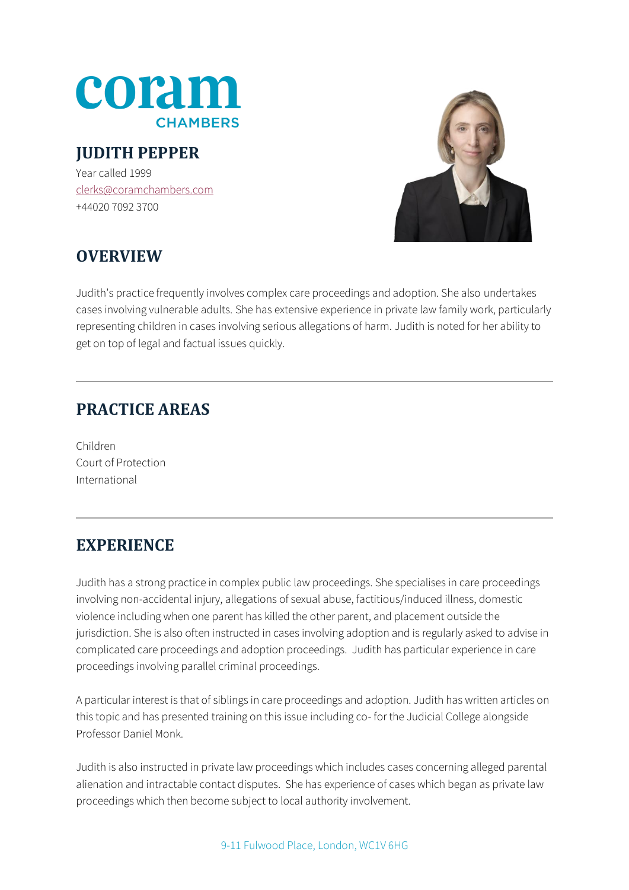# JUDITH PEPPER

Year called 1999
clerks@coramchambers.com
+44020 7092 3700

## OVERVIEW

Judith's practice frequently involves complex care proceedings and adoption. She also undertakes cases involving vulnerable adults. She has extensive experience in private law family work, particularly representing children in cases involving serious allegations of harm. Judith is noted for her ability to get on top of legal and factual issues quickly.

## PRACTICE AREAS

Children
Court of Protection
International

## EXPERIENCE

Judith has a strong practice in complex public law proceedings. She specialises in care proceedings involving non-accidental injury, allegations of sexual abuse, factitious/induced illness, domestic violence including when one parent has killed the other parent, and placement outside the jurisdiction. She is also often instructed in cases involving adoption and is regularly asked to advise in complicated care proceedings and adoption proceedings. Judith has particular experience in care proceedings involving parallel criminal proceedings.

A particular interest is that of siblings in care proceedings and adoption. Judith has written articles on this topic and has presented training on this issue including co- for the Judicial College alongside Professor Daniel Monk.

Judith is also instructed in private law proceedings which includes cases concerning alleged parental alienation and intractable contact disputes. She has experience of cases which began as private law proceedings which then become subject to local authority involvement.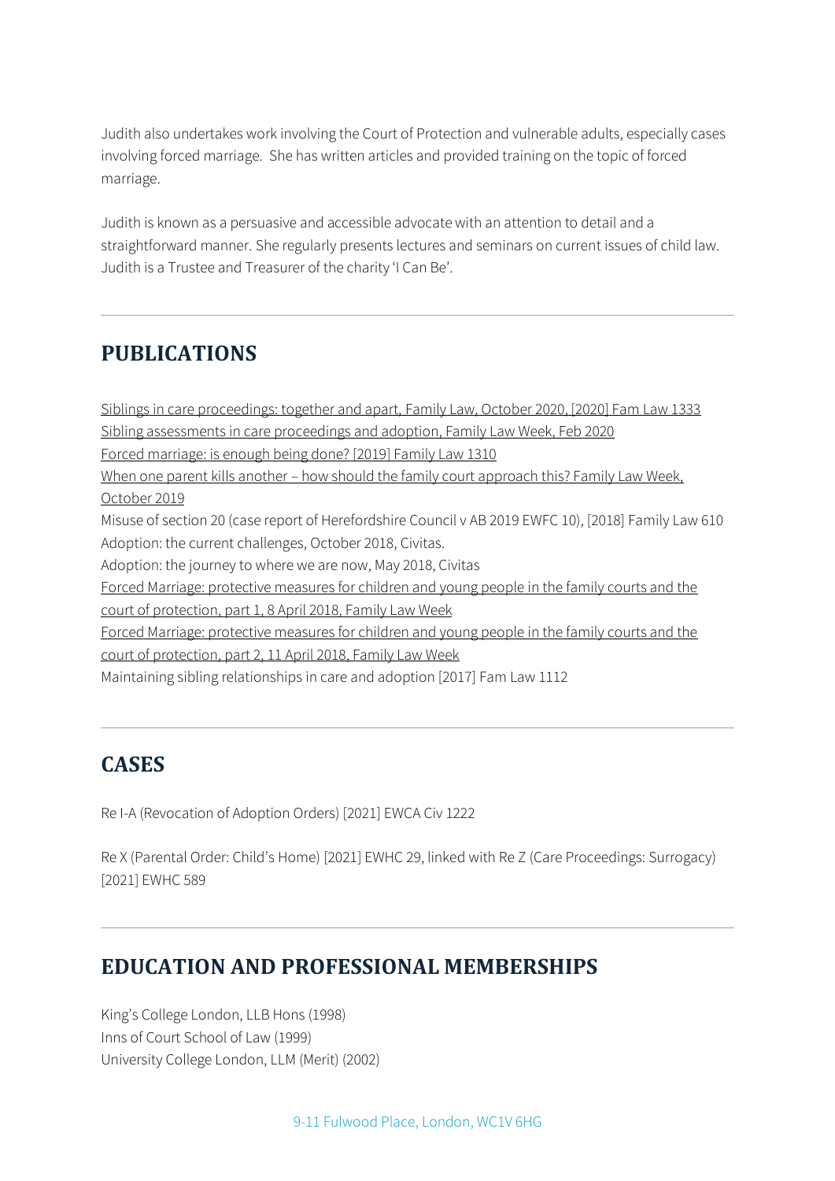Judith also undertakes work involving the Court of Protection and vulnerable adults, especially cases involving forced marriage. She has written articles and provided training on the topic of forced marriage.

Judith is known as a persuasive and accessible advocate with an attention to detail and a straightforward manner. She regularly presents lectures and seminars on current issues of child law. Judith is a Trustee and Treasurer of the charity 'I Can Be'.

## PUBLICATIONS

Siblings in care proceedings: together and apart, Family Law, October 2020, [2020] Fam Law 1333
Sibling assessments in care proceedings and adoption, Family Law Week, Feb 2020
Forced marriage: is enough being done? [2019] Family Law 1310
When one parent kills another – how should the family court approach this? Family Law Week, October 2019
Misuse of section 20 (case report of Herefordshire Council v AB 2019 EWFC 10), [2018] Family Law 610
Adoption: the current challenges, October 2018, Civitas.
Adoption: the journey to where we are now, May 2018, Civitas
Forced Marriage: protective measures for children and young people in the family courts and the court of protection, part 1, 8 April 2018, Family Law Week
Forced Marriage: protective measures for children and young people in the family courts and the court of protection, part 2, 11 April 2018, Family Law Week
Maintaining sibling relationships in care and adoption [2017] Fam Law 1112

## CASES

Re I-A (Revocation of Adoption Orders) [2021] EWCA Civ 1222

Re X (Parental Order: Child's Home) [2021] EWHC 29, linked with Re Z (Care Proceedings: Surrogacy) [2021] EWHC 589

## EDUCATION AND PROFESSIONAL MEMBERSHIPS

King's College London, LLB Hons (1998)
Inns of Court School of Law (1999)
University College London, LLM (Merit) (2002)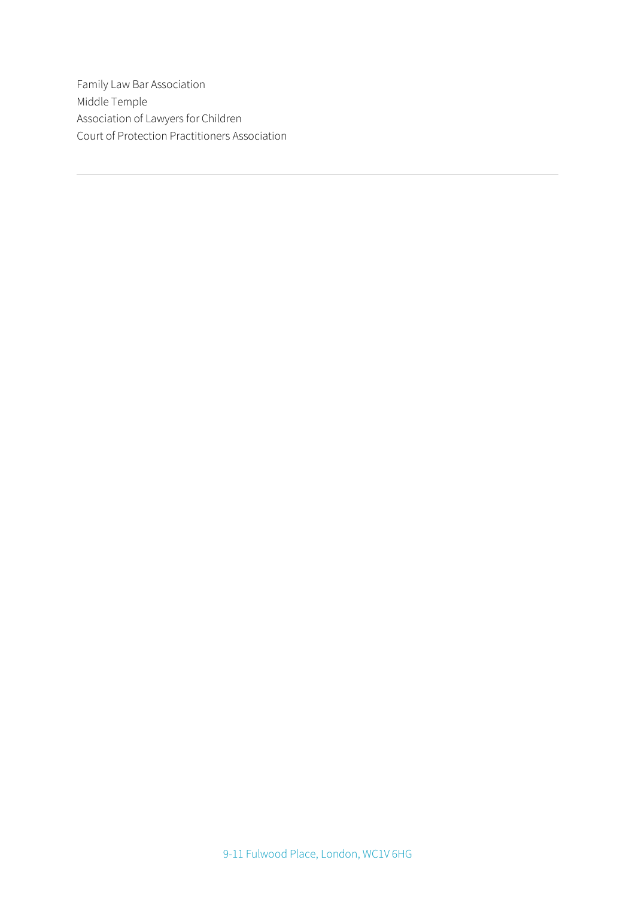Family Law Bar Association
Middle Temple
Association of Lawyers for Children
Court of Protection Practitioners Association

---